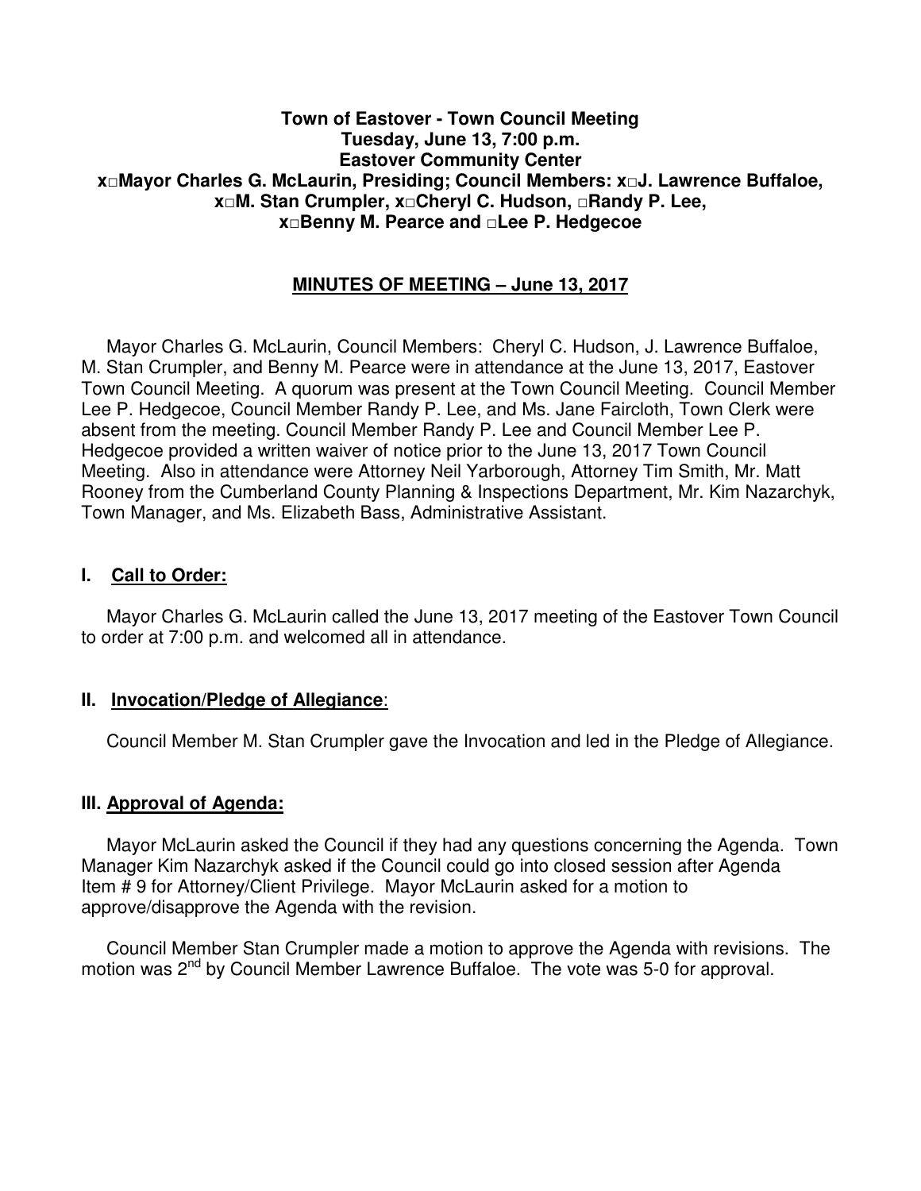**Town of Eastover - Town Council Meeting**
**Tuesday, June 13, 7:00 p.m.**
**Eastover Community Center**
**x□Mayor Charles G. McLaurin, Presiding; Council Members: x□J. Lawrence Buffaloe, x□M. Stan Crumpler, x□Cheryl C. Hudson, □Randy P. Lee, x□Benny M. Pearce and □Lee P. Hedgecoe**

## MINUTES OF MEETING – June 13, 2017

Mayor Charles G. McLaurin, Council Members: Cheryl C. Hudson, J. Lawrence Buffaloe, M. Stan Crumpler, and Benny M. Pearce were in attendance at the June 13, 2017, Eastover Town Council Meeting. A quorum was present at the Town Council Meeting. Council Member Lee P. Hedgecoe, Council Member Randy P. Lee, and Ms. Jane Faircloth, Town Clerk were absent from the meeting. Council Member Randy P. Lee and Council Member Lee P. Hedgecoe provided a written waiver of notice prior to the June 13, 2017 Town Council Meeting. Also in attendance were Attorney Neil Yarborough, Attorney Tim Smith, Mr. Matt Rooney from the Cumberland County Planning & Inspections Department, Mr. Kim Nazarchyk, Town Manager, and Ms. Elizabeth Bass, Administrative Assistant.

## I. Call to Order:

Mayor Charles G. McLaurin called the June 13, 2017 meeting of the Eastover Town Council to order at 7:00 p.m. and welcomed all in attendance.

## II. Invocation/Pledge of Allegiance:

Council Member M. Stan Crumpler gave the Invocation and led in the Pledge of Allegiance.

## III. Approval of Agenda:

Mayor McLaurin asked the Council if they had any questions concerning the Agenda. Town Manager Kim Nazarchyk asked if the Council could go into closed session after Agenda Item # 9 for Attorney/Client Privilege. Mayor McLaurin asked for a motion to approve/disapprove the Agenda with the revision.

Council Member Stan Crumpler made a motion to approve the Agenda with revisions. The motion was 2nd by Council Member Lawrence Buffaloe. The vote was 5-0 for approval.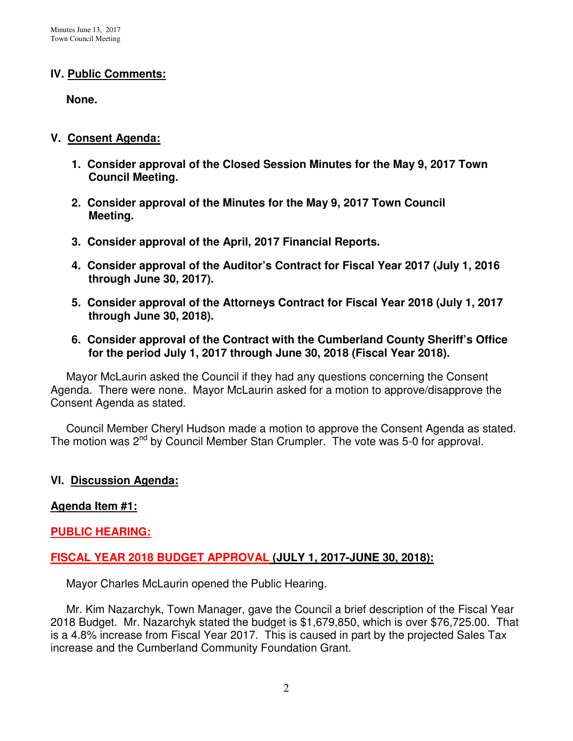## IV. Public Comments:

**None.**

## V. Consent Agenda:

1. **Consider approval of the Closed Session Minutes for the May 9, 2017 Town Council Meeting.**
2. **Consider approval of the Minutes for the May 9, 2017 Town Council Meeting.**
3. **Consider approval of the April, 2017 Financial Reports.**
4. **Consider approval of the Auditor's Contract for Fiscal Year 2017 (July 1, 2016 through June 30, 2017).**
5. **Consider approval of the Attorneys Contract for Fiscal Year 2018 (July 1, 2017 through June 30, 2018).**
6. **Consider approval of the Contract with the Cumberland County Sheriff's Office for the period July 1, 2017 through June 30, 2018 (Fiscal Year 2018).**

Mayor McLaurin asked the Council if they had any questions concerning the Consent Agenda. There were none. Mayor McLaurin asked for a motion to approve/disapprove the Consent Agenda as stated.

Council Member Cheryl Hudson made a motion to approve the Consent Agenda as stated. The motion was 2nd by Council Member Stan Crumpler. The vote was 5-0 for approval.

## VI. Discussion Agenda:

### Agenda Item #1:

### PUBLIC HEARING:

### FISCAL YEAR 2018 BUDGET APPROVAL (JULY 1, 2017-JUNE 30, 2018):

Mayor Charles McLaurin opened the Public Hearing.

Mr. Kim Nazarchyk, Town Manager, gave the Council a brief description of the Fiscal Year 2018 Budget. Mr. Nazarchyk stated the budget is $1,679,850, which is over $76,725.00. That is a 4.8% increase from Fiscal Year 2017. This is caused in part by the projected Sales Tax increase and the Cumberland Community Foundation Grant.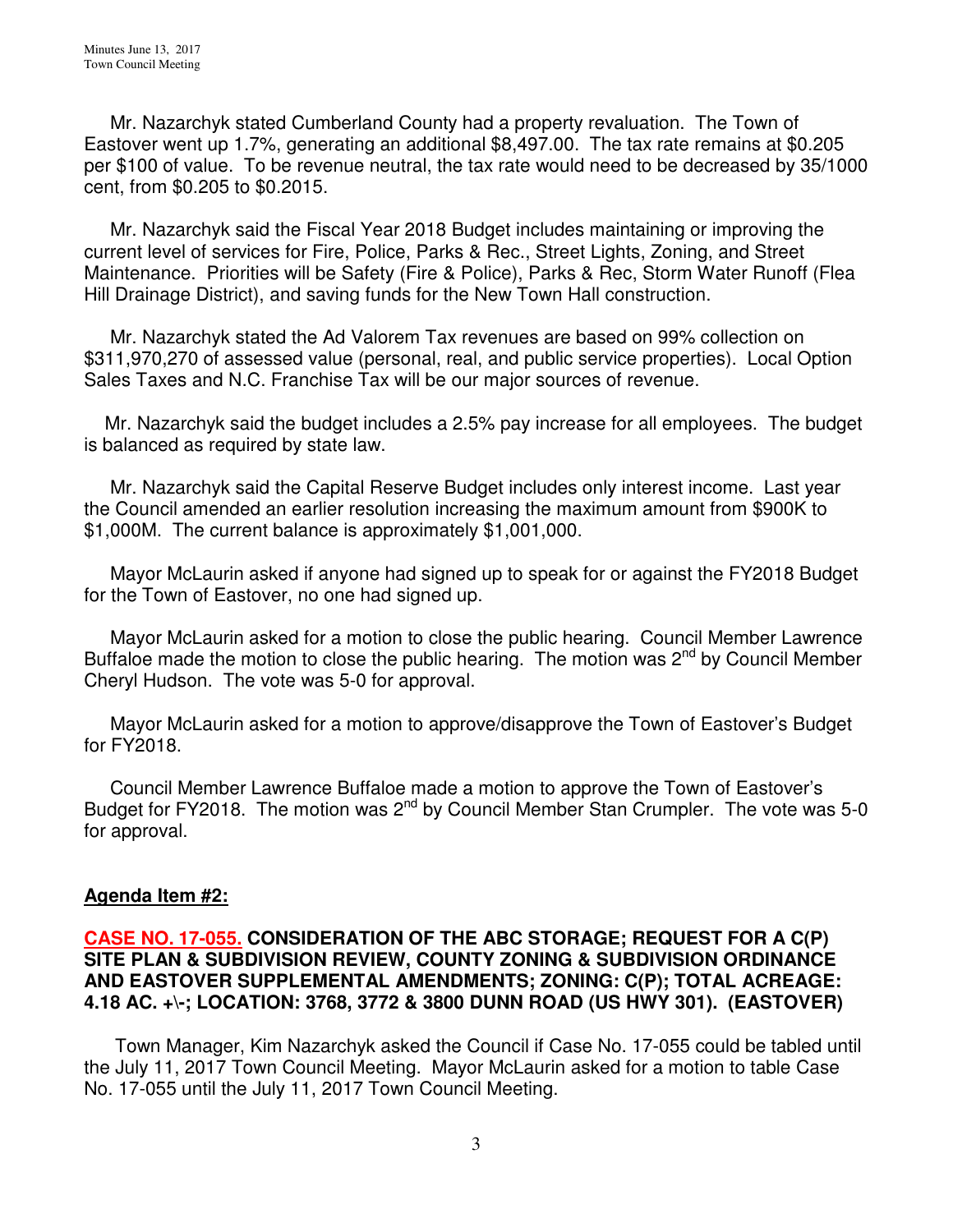Mr. Nazarchyk stated Cumberland County had a property revaluation. The Town of Eastover went up 1.7%, generating an additional $8,497.00. The tax rate remains at $0.205 per $100 of value. To be revenue neutral, the tax rate would need to be decreased by 35/1000 cent, from $0.205 to $0.2015.

Mr. Nazarchyk said the Fiscal Year 2018 Budget includes maintaining or improving the current level of services for Fire, Police, Parks & Rec., Street Lights, Zoning, and Street Maintenance. Priorities will be Safety (Fire & Police), Parks & Rec, Storm Water Runoff (Flea Hill Drainage District), and saving funds for the New Town Hall construction.

Mr. Nazarchyk stated the Ad Valorem Tax revenues are based on 99% collection on $311,970,270 of assessed value (personal, real, and public service properties). Local Option Sales Taxes and N.C. Franchise Tax will be our major sources of revenue.

Mr. Nazarchyk said the budget includes a 2.5% pay increase for all employees. The budget is balanced as required by state law.

Mr. Nazarchyk said the Capital Reserve Budget includes only interest income. Last year the Council amended an earlier resolution increasing the maximum amount from $900K to $1,000M. The current balance is approximately $1,001,000.

Mayor McLaurin asked if anyone had signed up to speak for or against the FY2018 Budget for the Town of Eastover, no one had signed up.

Mayor McLaurin asked for a motion to close the public hearing. Council Member Lawrence Buffaloe made the motion to close the public hearing. The motion was 2nd by Council Member Cheryl Hudson. The vote was 5-0 for approval.

Mayor McLaurin asked for a motion to approve/disapprove the Town of Eastover's Budget for FY2018.

Council Member Lawrence Buffaloe made a motion to approve the Town of Eastover's Budget for FY2018. The motion was 2nd by Council Member Stan Crumpler. The vote was 5-0 for approval.

**Agenda Item #2:**

**CASE NO. 17-055. CONSIDERATION OF THE ABC STORAGE; REQUEST FOR A C(P) SITE PLAN & SUBDIVISION REVIEW, COUNTY ZONING & SUBDIVISION ORDINANCE AND EASTOVER SUPPLEMENTAL AMENDMENTS; ZONING: C(P); TOTAL ACREAGE: 4.18 AC. +\-; LOCATION: 3768, 3772 & 3800 DUNN ROAD (US HWY 301). (EASTOVER)**

Town Manager, Kim Nazarchyk asked the Council if Case No. 17-055 could be tabled until the July 11, 2017 Town Council Meeting. Mayor McLaurin asked for a motion to table Case No. 17-055 until the July 11, 2017 Town Council Meeting.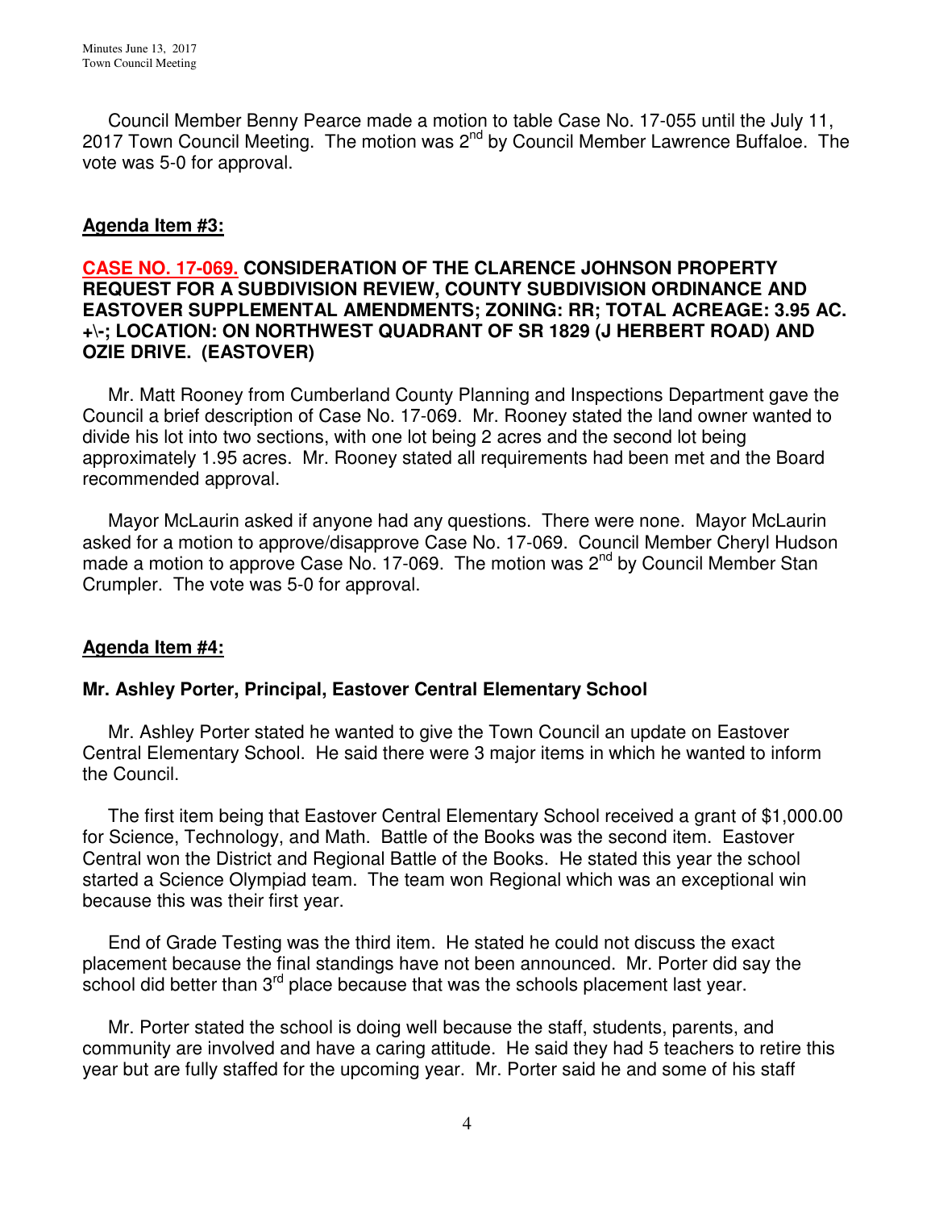Council Member Benny Pearce made a motion to table Case No. 17-055 until the July 11, 2017 Town Council Meeting. The motion was 2nd by Council Member Lawrence Buffaloe. The vote was 5-0 for approval.

## Agenda Item #3:

**CASE NO. 17-069. CONSIDERATION OF THE CLARENCE JOHNSON PROPERTY REQUEST FOR A SUBDIVISION REVIEW, COUNTY SUBDIVISION ORDINANCE AND EASTOVER SUPPLEMENTAL AMENDMENTS; ZONING: RR; TOTAL ACREAGE: 3.95 AC. +\-; LOCATION: ON NORTHWEST QUADRANT OF SR 1829 (J HERBERT ROAD) AND OZIE DRIVE. (EASTOVER)**

Mr. Matt Rooney from Cumberland County Planning and Inspections Department gave the Council a brief description of Case No. 17-069. Mr. Rooney stated the land owner wanted to divide his lot into two sections, with one lot being 2 acres and the second lot being approximately 1.95 acres. Mr. Rooney stated all requirements had been met and the Board recommended approval.

Mayor McLaurin asked if anyone had any questions. There were none. Mayor McLaurin asked for a motion to approve/disapprove Case No. 17-069. Council Member Cheryl Hudson made a motion to approve Case No. 17-069. The motion was 2nd by Council Member Stan Crumpler. The vote was 5-0 for approval.

## Agenda Item #4:

### Mr. Ashley Porter, Principal, Eastover Central Elementary School

Mr. Ashley Porter stated he wanted to give the Town Council an update on Eastover Central Elementary School. He said there were 3 major items in which he wanted to inform the Council.

The first item being that Eastover Central Elementary School received a grant of $1,000.00 for Science, Technology, and Math. Battle of the Books was the second item. Eastover Central won the District and Regional Battle of the Books. He stated this year the school started a Science Olympiad team. The team won Regional which was an exceptional win because this was their first year.

End of Grade Testing was the third item. He stated he could not discuss the exact placement because the final standings have not been announced. Mr. Porter did say the school did better than 3rd place because that was the schools placement last year.

Mr. Porter stated the school is doing well because the staff, students, parents, and community are involved and have a caring attitude. He said they had 5 teachers to retire this year but are fully staffed for the upcoming year. Mr. Porter said he and some of his staff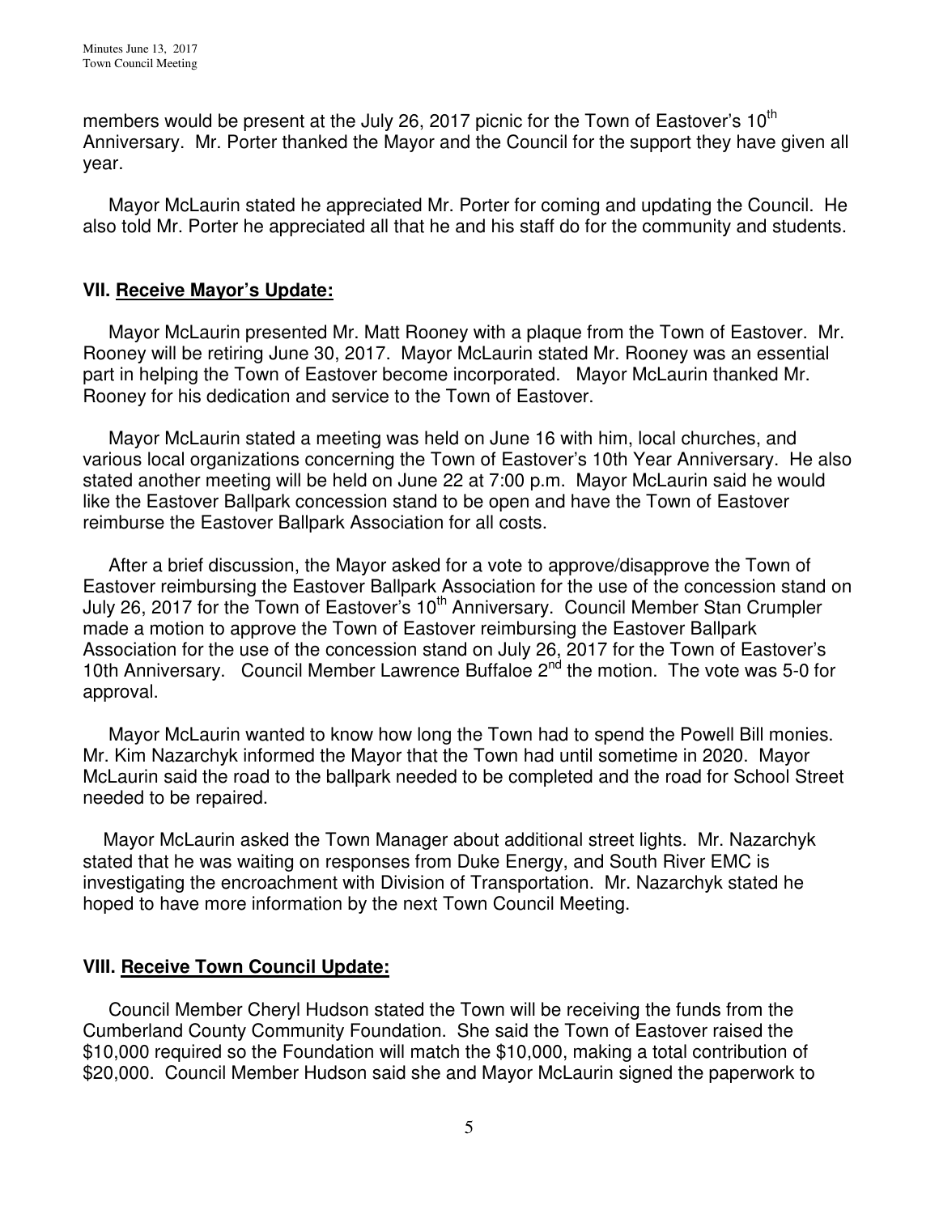members would be present at the July 26, 2017 picnic for the Town of Eastover's 10th Anniversary. Mr. Porter thanked the Mayor and the Council for the support they have given all year.

Mayor McLaurin stated he appreciated Mr. Porter for coming and updating the Council. He also told Mr. Porter he appreciated all that he and his staff do for the community and students.

## VII. Receive Mayor's Update:

Mayor McLaurin presented Mr. Matt Rooney with a plaque from the Town of Eastover. Mr. Rooney will be retiring June 30, 2017. Mayor McLaurin stated Mr. Rooney was an essential part in helping the Town of Eastover become incorporated. Mayor McLaurin thanked Mr. Rooney for his dedication and service to the Town of Eastover.

Mayor McLaurin stated a meeting was held on June 16 with him, local churches, and various local organizations concerning the Town of Eastover's 10th Year Anniversary. He also stated another meeting will be held on June 22 at 7:00 p.m. Mayor McLaurin said he would like the Eastover Ballpark concession stand to be open and have the Town of Eastover reimburse the Eastover Ballpark Association for all costs.

After a brief discussion, the Mayor asked for a vote to approve/disapprove the Town of Eastover reimbursing the Eastover Ballpark Association for the use of the concession stand on July 26, 2017 for the Town of Eastover's 10th Anniversary. Council Member Stan Crumpler made a motion to approve the Town of Eastover reimbursing the Eastover Ballpark Association for the use of the concession stand on July 26, 2017 for the Town of Eastover's 10th Anniversary. Council Member Lawrence Buffaloe 2nd the motion. The vote was 5-0 for approval.

Mayor McLaurin wanted to know how long the Town had to spend the Powell Bill monies. Mr. Kim Nazarchyk informed the Mayor that the Town had until sometime in 2020. Mayor McLaurin said the road to the ballpark needed to be completed and the road for School Street needed to be repaired.

Mayor McLaurin asked the Town Manager about additional street lights. Mr. Nazarchyk stated that he was waiting on responses from Duke Energy, and South River EMC is investigating the encroachment with Division of Transportation. Mr. Nazarchyk stated he hoped to have more information by the next Town Council Meeting.

## VIII. Receive Town Council Update:

Council Member Cheryl Hudson stated the Town will be receiving the funds from the Cumberland County Community Foundation. She said the Town of Eastover raised the $10,000 required so the Foundation will match the $10,000, making a total contribution of $20,000. Council Member Hudson said she and Mayor McLaurin signed the paperwork to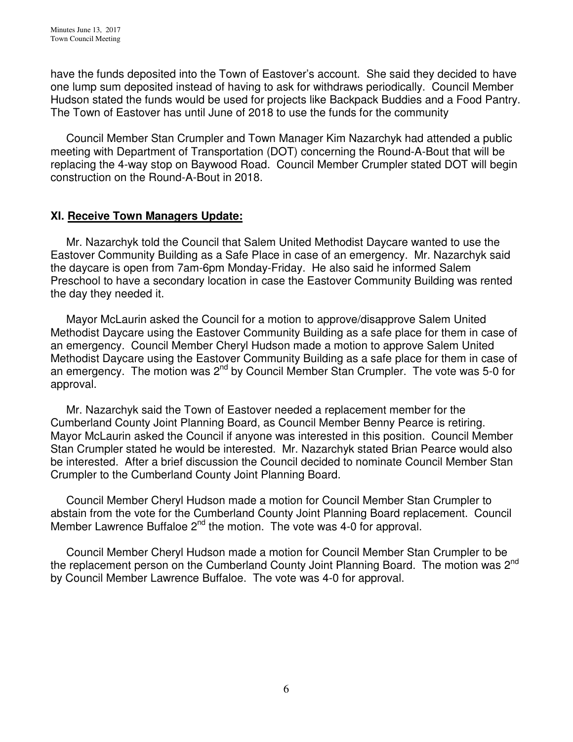have the funds deposited into the Town of Eastover's account. She said they decided to have one lump sum deposited instead of having to ask for withdraws periodically. Council Member Hudson stated the funds would be used for projects like Backpack Buddies and a Food Pantry. The Town of Eastover has until June of 2018 to use the funds for the community

Council Member Stan Crumpler and Town Manager Kim Nazarchyk had attended a public meeting with Department of Transportation (DOT) concerning the Round-A-Bout that will be replacing the 4-way stop on Baywood Road. Council Member Crumpler stated DOT will begin construction on the Round-A-Bout in 2018.

## XI. Receive Town Managers Update:

Mr. Nazarchyk told the Council that Salem United Methodist Daycare wanted to use the Eastover Community Building as a Safe Place in case of an emergency. Mr. Nazarchyk said the daycare is open from 7am-6pm Monday-Friday. He also said he informed Salem Preschool to have a secondary location in case the Eastover Community Building was rented the day they needed it.

Mayor McLaurin asked the Council for a motion to approve/disapprove Salem United Methodist Daycare using the Eastover Community Building as a safe place for them in case of an emergency. Council Member Cheryl Hudson made a motion to approve Salem United Methodist Daycare using the Eastover Community Building as a safe place for them in case of an emergency. The motion was 2nd by Council Member Stan Crumpler. The vote was 5-0 for approval.

Mr. Nazarchyk said the Town of Eastover needed a replacement member for the Cumberland County Joint Planning Board, as Council Member Benny Pearce is retiring. Mayor McLaurin asked the Council if anyone was interested in this position. Council Member Stan Crumpler stated he would be interested. Mr. Nazarchyk stated Brian Pearce would also be interested. After a brief discussion the Council decided to nominate Council Member Stan Crumpler to the Cumberland County Joint Planning Board.

Council Member Cheryl Hudson made a motion for Council Member Stan Crumpler to abstain from the vote for the Cumberland County Joint Planning Board replacement. Council Member Lawrence Buffaloe 2nd the motion. The vote was 4-0 for approval.

Council Member Cheryl Hudson made a motion for Council Member Stan Crumpler to be the replacement person on the Cumberland County Joint Planning Board. The motion was 2nd by Council Member Lawrence Buffaloe. The vote was 4-0 for approval.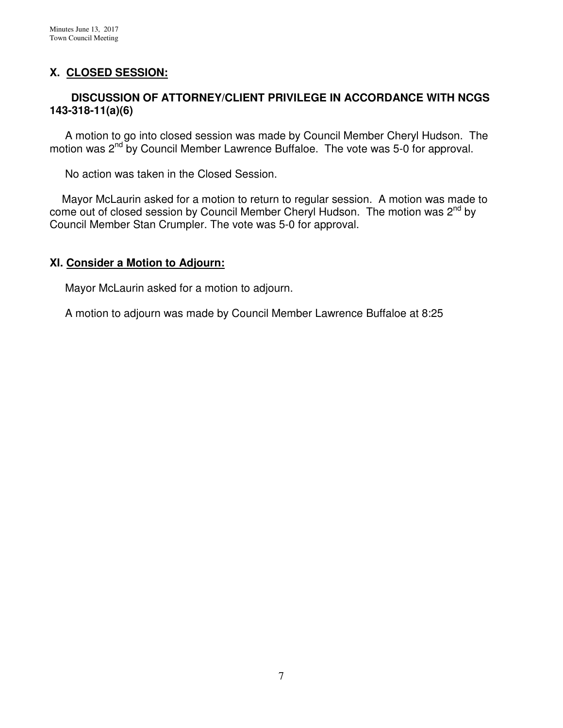## X. <u>CLOSED SESSION:</u>

**DISCUSSION OF ATTORNEY/CLIENT PRIVILEGE IN ACCORDANCE WITH NCGS 143-318-11(a)(6)**

A motion to go into closed session was made by Council Member Cheryl Hudson. The motion was 2nd by Council Member Lawrence Buffaloe. The vote was 5-0 for approval.

No action was taken in the Closed Session.

Mayor McLaurin asked for a motion to return to regular session. A motion was made to come out of closed session by Council Member Cheryl Hudson. The motion was 2nd by Council Member Stan Crumpler. The vote was 5-0 for approval.

## XI. <u>Consider a Motion to Adjourn:</u>

Mayor McLaurin asked for a motion to adjourn.

A motion to adjourn was made by Council Member Lawrence Buffaloe at 8:25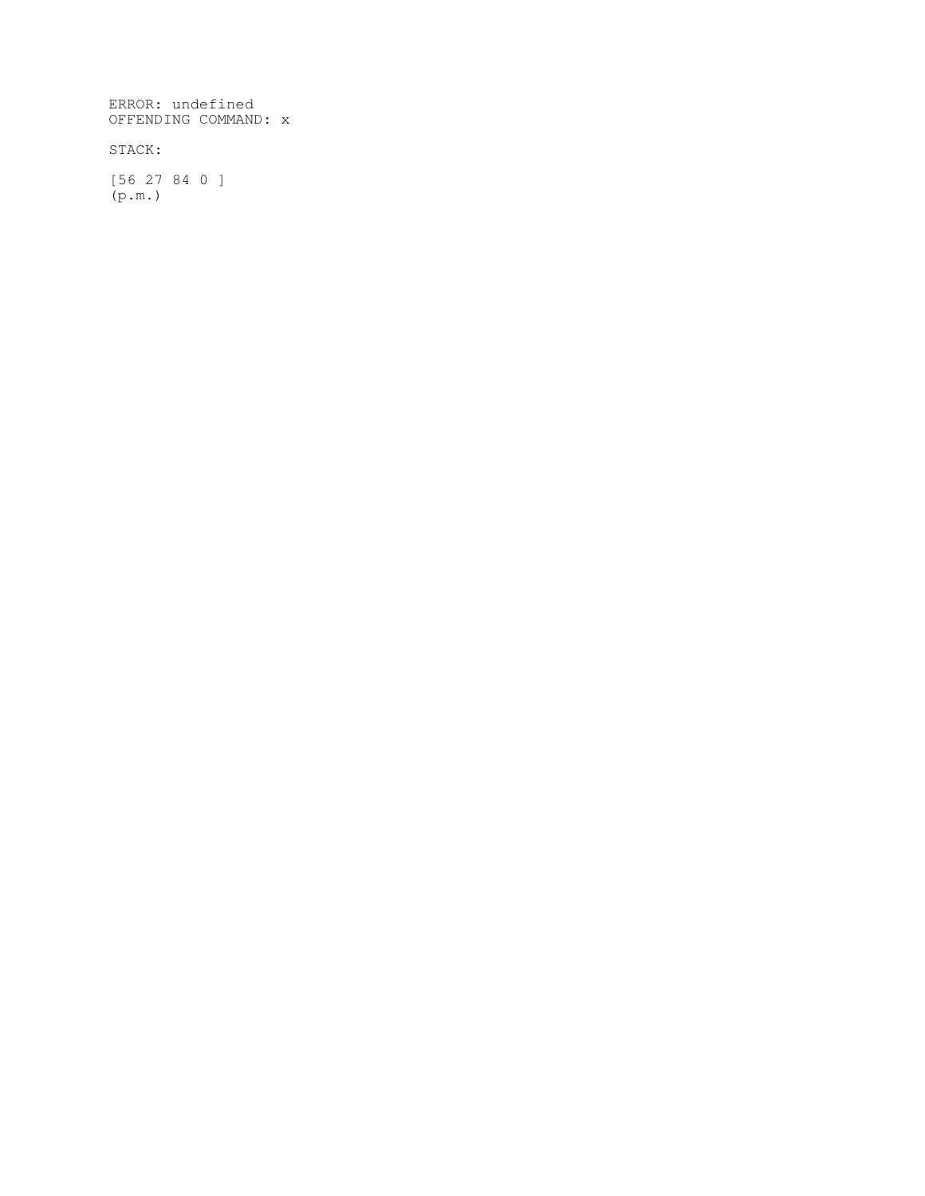```
ERROR: undefined
OFFENDING COMMAND: x

STACK:

[56 27 84 0 ]
(p.m.)
```